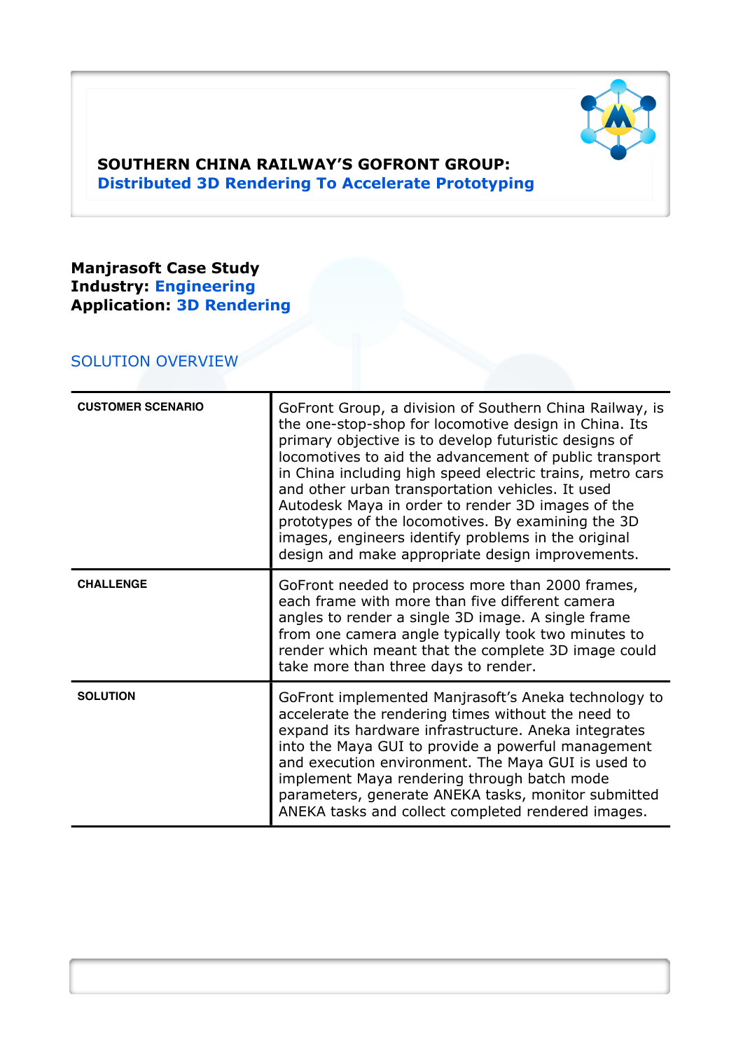# SOUTHERN CHINA RAILWAY'S GOFRONT GROUP:
## Distributed 3D Rendering To Accelerate Prototyping

**Manjrasoft Case Study**
**Industry:** Engineering
**Application:** 3D Rendering

## SOLUTION OVERVIEW

| | |
|---|---|
| **CUSTOMER SCENARIO** | GoFront Group, a division of Southern China Railway, is the one-stop-shop for locomotive design in China. Its primary objective is to develop futuristic designs of locomotives to aid the advancement of public transport in China including high speed electric trains, metro cars and other urban transportation vehicles. It used Autodesk Maya in order to render 3D images of the prototypes of the locomotives. By examining the 3D images, engineers identify problems in the original design and make appropriate design improvements. |
| **CHALLENGE** | GoFront needed to process more than 2000 frames, each frame with more than five different camera angles to render a single 3D image. A single frame from one camera angle typically took two minutes to render which meant that the complete 3D image could take more than three days to render. |
| **SOLUTION** | GoFront implemented Manjrasoft's Aneka technology to accelerate the rendering times without the need to expand its hardware infrastructure. Aneka integrates into the Maya GUI to provide a powerful management and execution environment. The Maya GUI is used to implement Maya rendering through batch mode parameters, generate ANEKA tasks, monitor submitted ANEKA tasks and collect completed rendered images. |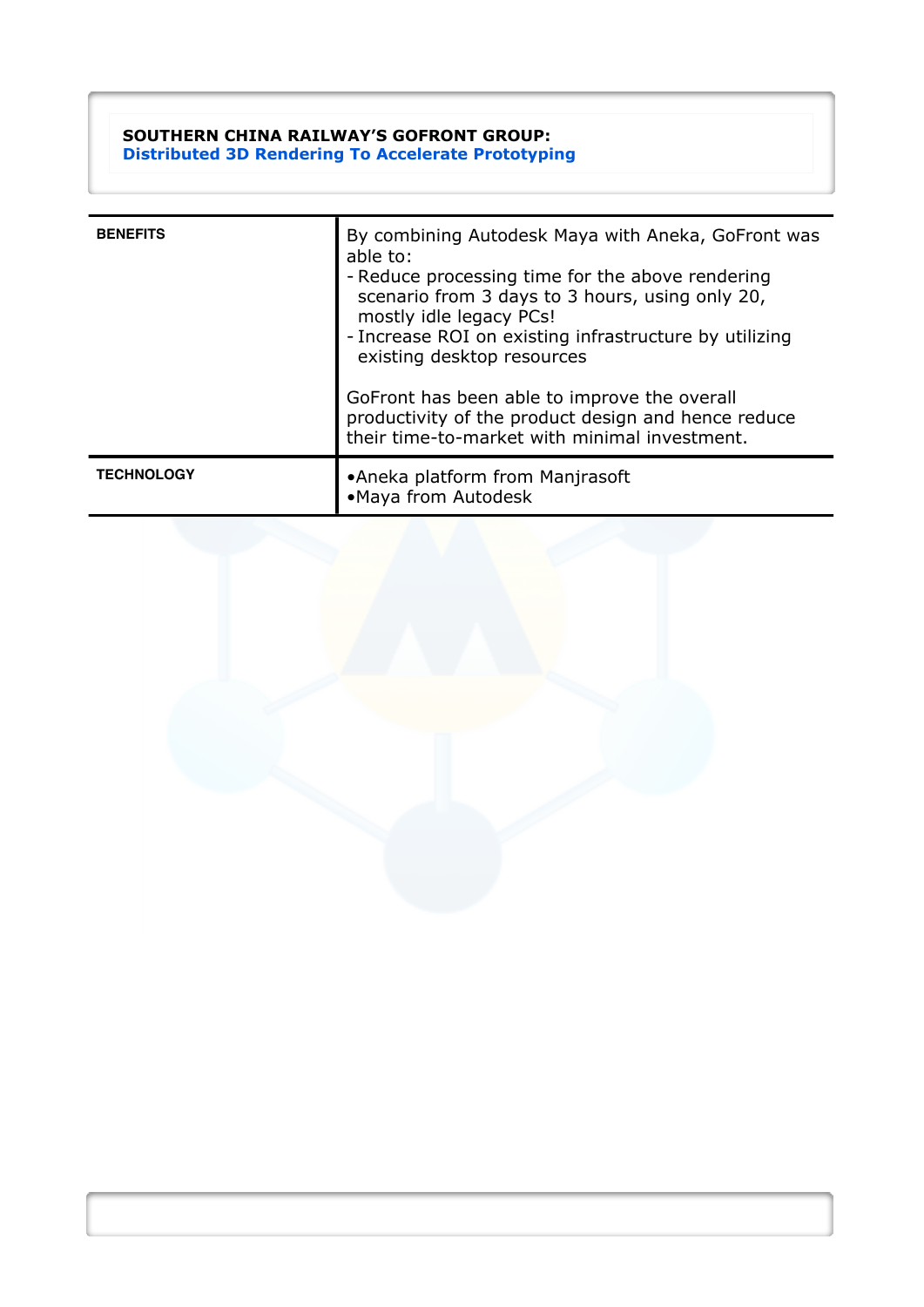**SOUTHERN CHINA RAILWAY'S GOFRONT GROUP:**
**Distributed 3D Rendering To Accelerate Prototyping**

| | |
|---|---|
| **BENEFITS** | By combining Autodesk Maya with Aneka, GoFront was able to:<br>- Reduce processing time for the above rendering scenario from 3 days to 3 hours, using only 20, mostly idle legacy PCs!<br>- Increase ROI on existing infrastructure by utilizing existing desktop resources<br><br>GoFront has been able to improve the overall productivity of the product design and hence reduce their time-to-market with minimal investment. |
| **TECHNOLOGY** | •Aneka platform from Manjrasoft<br>•Maya from Autodesk |